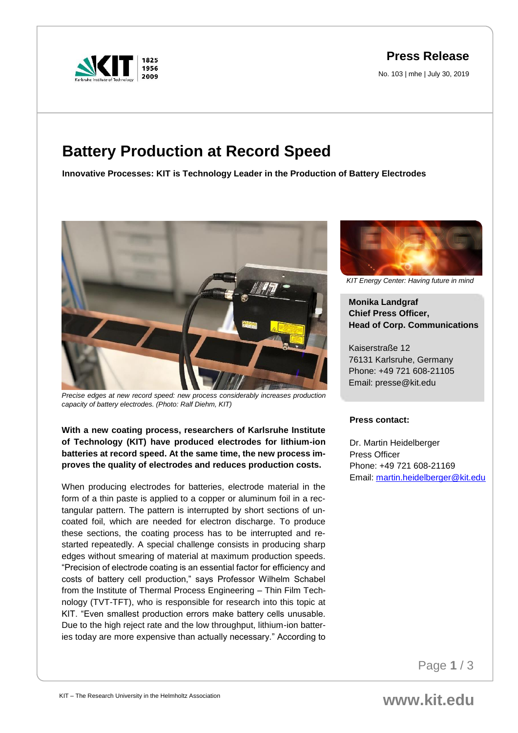**Press Release**

No. 103 | mhe | July 30, 2019

# Battery Production at Record Speed

**Innovative Processes: KIT is Technology Leader in the Production of Battery Electrodes**

*Precise edges at new record speed: new process considerably increases production capacity of battery electrodes. (Photo: Ralf Diehm, KIT)*

**With a new coating process, researchers of Karlsruhe Institute of Technology (KIT) have produced electrodes for lithium-ion batteries at record speed. At the same time, the new process improves the quality of electrodes and reduces production costs.**

When producing electrodes for batteries, electrode material in the form of a thin paste is applied to a copper or aluminum foil in a rectangular pattern. The pattern is interrupted by short sections of uncoated foil, which are needed for electron discharge. To produce these sections, the coating process has to be interrupted and restarted repeatedly. A special challenge consists in producing sharp edges without smearing of material at maximum production speeds. "Precision of electrode coating is an essential factor for efficiency and costs of battery cell production," says Professor Wilhelm Schabel from the Institute of Thermal Process Engineering – Thin Film Technology (TVT-TFT), who is responsible for research into this topic at KIT. "Even smallest production errors make battery cells unusable. Due to the high reject rate and the low throughput, lithium-ion batteries today are more expensive than actually necessary." According to

*KIT Energy Center: Having future in mind*

**Monika Landgraf**
**Chief Press Officer,**
**Head of Corp. Communications**

Kaiserstraße 12
76131 Karlsruhe, Germany
Phone: +49 721 608-21105
Email: presse@kit.edu

**Press contact:**

Dr. Martin Heidelberger
Press Officer
Phone: +49 721 608-21169
Email: martin.heidelberger@kit.edu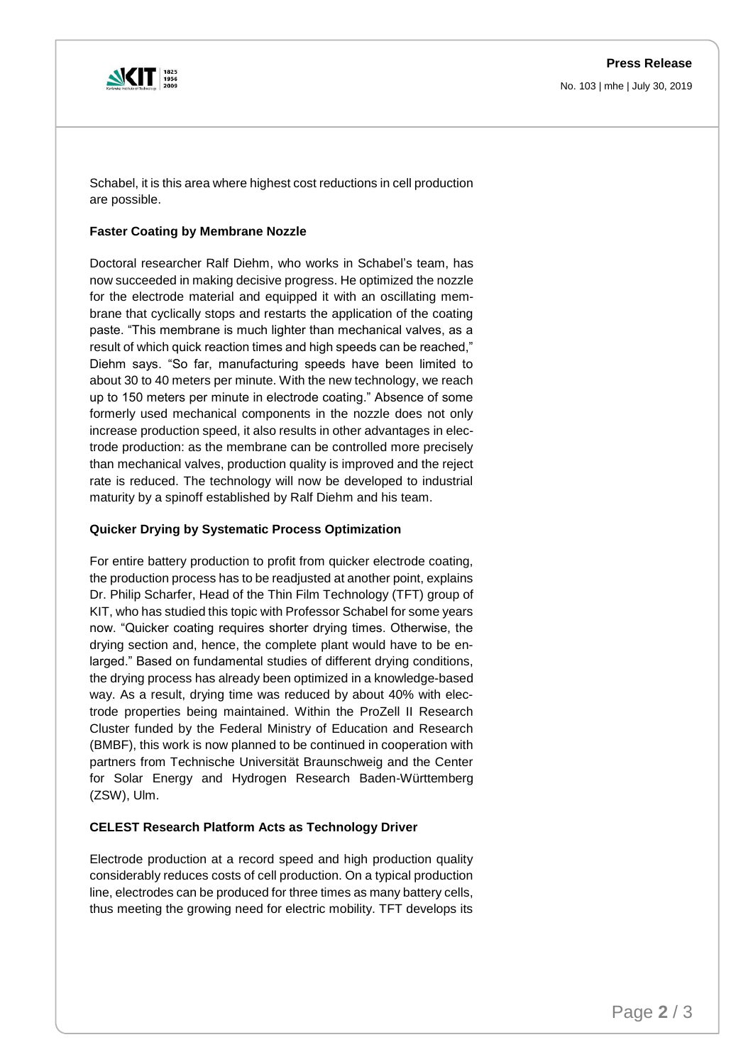Schabel, it is this area where highest cost reductions in cell production are possible.

**Faster Coating by Membrane Nozzle**

Doctoral researcher Ralf Diehm, who works in Schabel's team, has now succeeded in making decisive progress. He optimized the nozzle for the electrode material and equipped it with an oscillating membrane that cyclically stops and restarts the application of the coating paste. "This membrane is much lighter than mechanical valves, as a result of which quick reaction times and high speeds can be reached," Diehm says. "So far, manufacturing speeds have been limited to about 30 to 40 meters per minute. With the new technology, we reach up to 150 meters per minute in electrode coating." Absence of some formerly used mechanical components in the nozzle does not only increase production speed, it also results in other advantages in electrode production: as the membrane can be controlled more precisely than mechanical valves, production quality is improved and the reject rate is reduced. The technology will now be developed to industrial maturity by a spinoff established by Ralf Diehm and his team.

**Quicker Drying by Systematic Process Optimization**

For entire battery production to profit from quicker electrode coating, the production process has to be readjusted at another point, explains Dr. Philip Scharfer, Head of the Thin Film Technology (TFT) group of KIT, who has studied this topic with Professor Schabel for some years now. "Quicker coating requires shorter drying times. Otherwise, the drying section and, hence, the complete plant would have to be enlarged." Based on fundamental studies of different drying conditions, the drying process has already been optimized in a knowledge-based way. As a result, drying time was reduced by about 40% with electrode properties being maintained. Within the ProZell II Research Cluster funded by the Federal Ministry of Education and Research (BMBF), this work is now planned to be continued in cooperation with partners from Technische Universität Braunschweig and the Center for Solar Energy and Hydrogen Research Baden-Württemberg (ZSW), Ulm.

**CELEST Research Platform Acts as Technology Driver**

Electrode production at a record speed and high production quality considerably reduces costs of cell production. On a typical production line, electrodes can be produced for three times as many battery cells, thus meeting the growing need for electric mobility. TFT develops its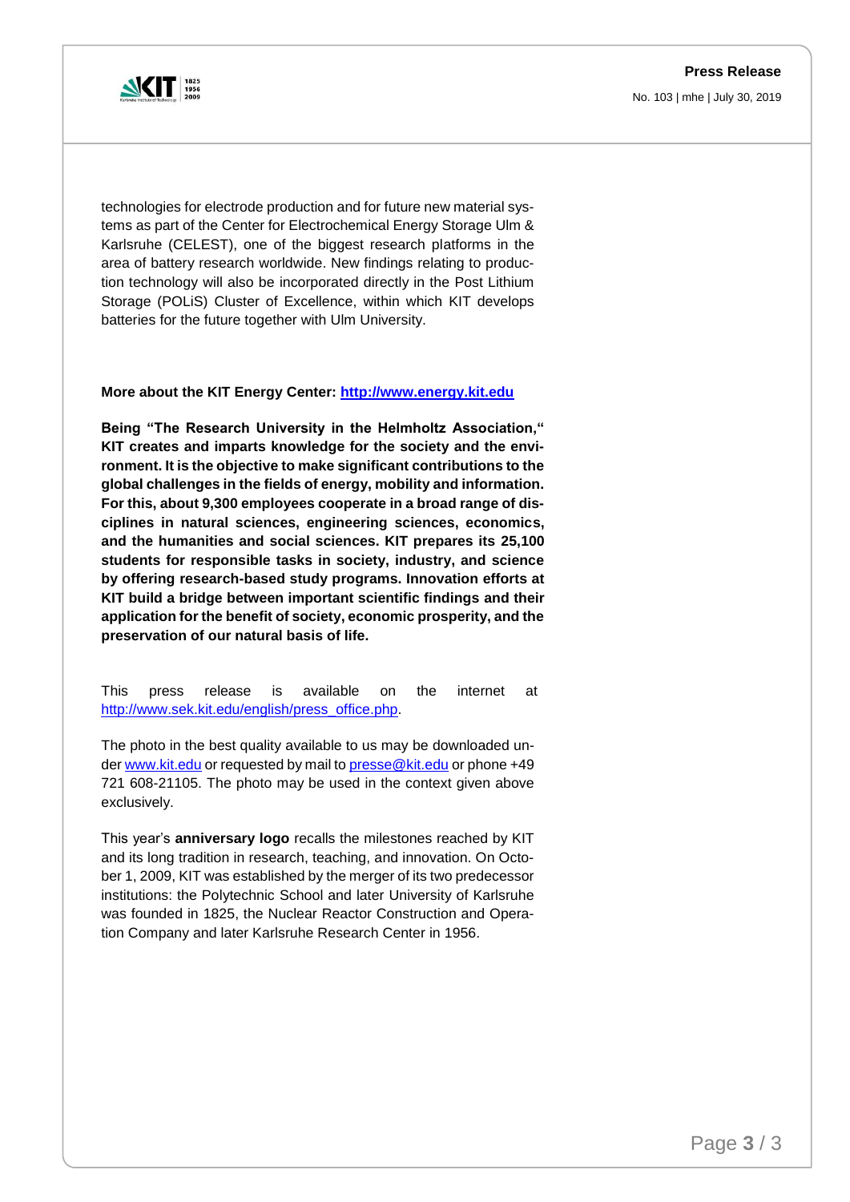technologies for electrode production and for future new material systems as part of the Center for Electrochemical Energy Storage Ulm & Karlsruhe (CELEST), one of the biggest research platforms in the area of battery research worldwide. New findings relating to production technology will also be incorporated directly in the Post Lithium Storage (POLiS) Cluster of Excellence, within which KIT develops batteries for the future together with Ulm University.

**More about the KIT Energy Center: http://www.energy.kit.edu**

**Being "The Research University in the Helmholtz Association," KIT creates and imparts knowledge for the society and the environment. It is the objective to make significant contributions to the global challenges in the fields of energy, mobility and information. For this, about 9,300 employees cooperate in a broad range of disciplines in natural sciences, engineering sciences, economics, and the humanities and social sciences. KIT prepares its 25,100 students for responsible tasks in society, industry, and science by offering research-based study programs. Innovation efforts at KIT build a bridge between important scientific findings and their application for the benefit of society, economic prosperity, and the preservation of our natural basis of life.**

This press release is available on the internet at http://www.sek.kit.edu/english/press_office.php.

The photo in the best quality available to us may be downloaded under www.kit.edu or requested by mail to presse@kit.edu or phone +49 721 608-21105. The photo may be used in the context given above exclusively.

This year's **anniversary logo** recalls the milestones reached by KIT and its long tradition in research, teaching, and innovation. On October 1, 2009, KIT was established by the merger of its two predecessor institutions: the Polytechnic School and later University of Karlsruhe was founded in 1825, the Nuclear Reactor Construction and Operation Company and later Karlsruhe Research Center in 1956.